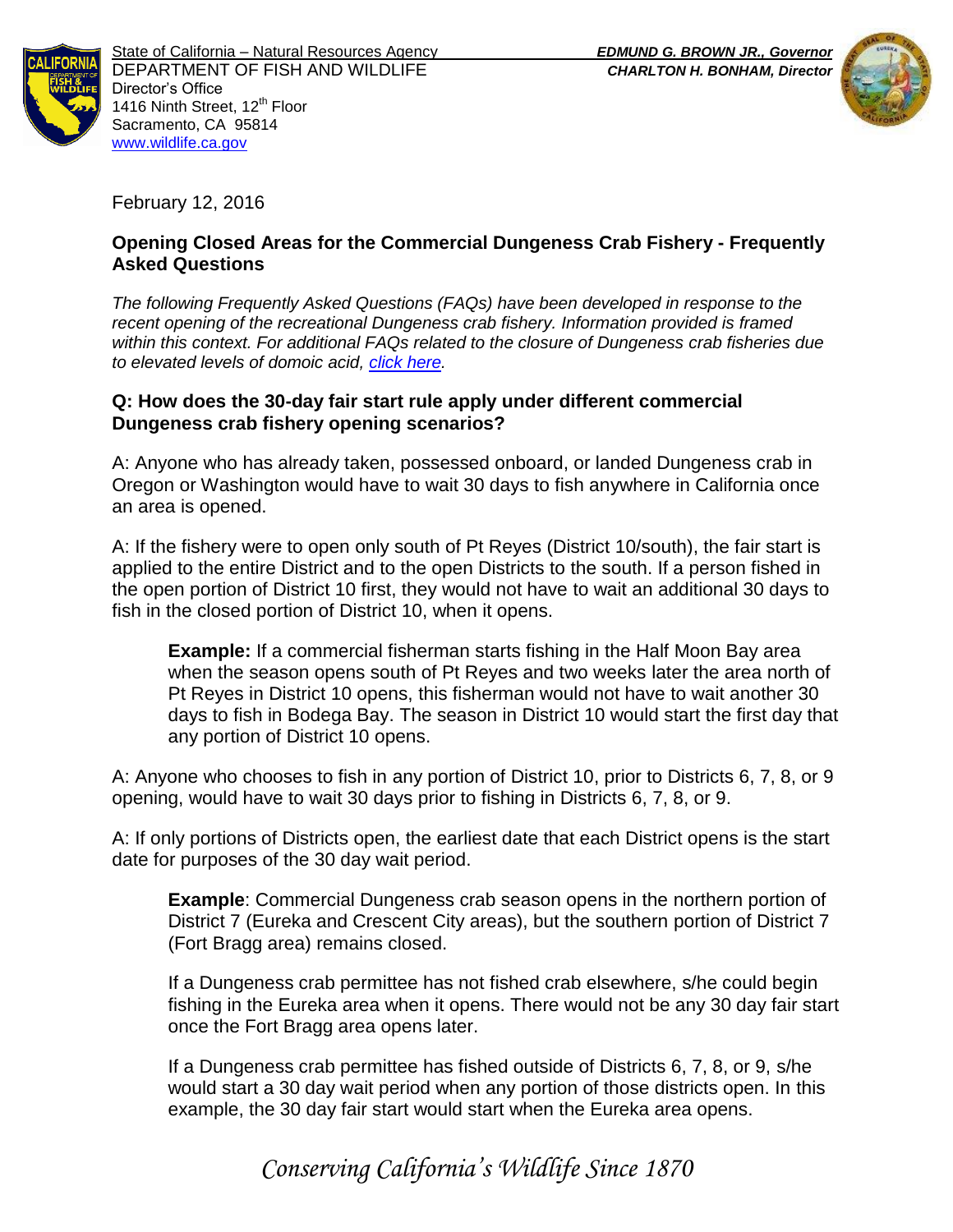State of California – Natural Resources Agency
DEPARTMENT OF FISH AND WILDLIFE
Director's Office
1416 Ninth Street, 12th Floor
Sacramento, CA 95814
www.wildlife.ca.gov

***EDMUND G. BROWN JR., Governor***
***CHARLTON H. BONHAM, Director***

February 12, 2016

## Opening Closed Areas for the Commercial Dungeness Crab Fishery - Frequently Asked Questions

*The following Frequently Asked Questions (FAQs) have been developed in response to the recent opening of the recreational Dungeness crab fishery. Information provided is framed within this context. For additional FAQs related to the closure of Dungeness crab fisheries due to elevated levels of domoic acid, click here.*

**Q: How does the 30-day fair start rule apply under different commercial Dungeness crab fishery opening scenarios?**

A: Anyone who has already taken, possessed onboard, or landed Dungeness crab in Oregon or Washington would have to wait 30 days to fish anywhere in California once an area is opened.

A: If the fishery were to open only south of Pt Reyes (District 10/south), the fair start is applied to the entire District and to the open Districts to the south. If a person fished in the open portion of District 10 first, they would not have to wait an additional 30 days to fish in the closed portion of District 10, when it opens.

> **Example:** If a commercial fisherman starts fishing in the Half Moon Bay area when the season opens south of Pt Reyes and two weeks later the area north of Pt Reyes in District 10 opens, this fisherman would not have to wait another 30 days to fish in Bodega Bay. The season in District 10 would start the first day that any portion of District 10 opens.

A: Anyone who chooses to fish in any portion of District 10, prior to Districts 6, 7, 8, or 9 opening, would have to wait 30 days prior to fishing in Districts 6, 7, 8, or 9.

A: If only portions of Districts open, the earliest date that each District opens is the start date for purposes of the 30 day wait period.

> **Example**: Commercial Dungeness crab season opens in the northern portion of District 7 (Eureka and Crescent City areas), but the southern portion of District 7 (Fort Bragg area) remains closed.
>
> If a Dungeness crab permittee has not fished crab elsewhere, s/he could begin fishing in the Eureka area when it opens. There would not be any 30 day fair start once the Fort Bragg area opens later.
>
> If a Dungeness crab permittee has fished outside of Districts 6, 7, 8, or 9, s/he would start a 30 day wait period when any portion of those districts open. In this example, the 30 day fair start would start when the Eureka area opens.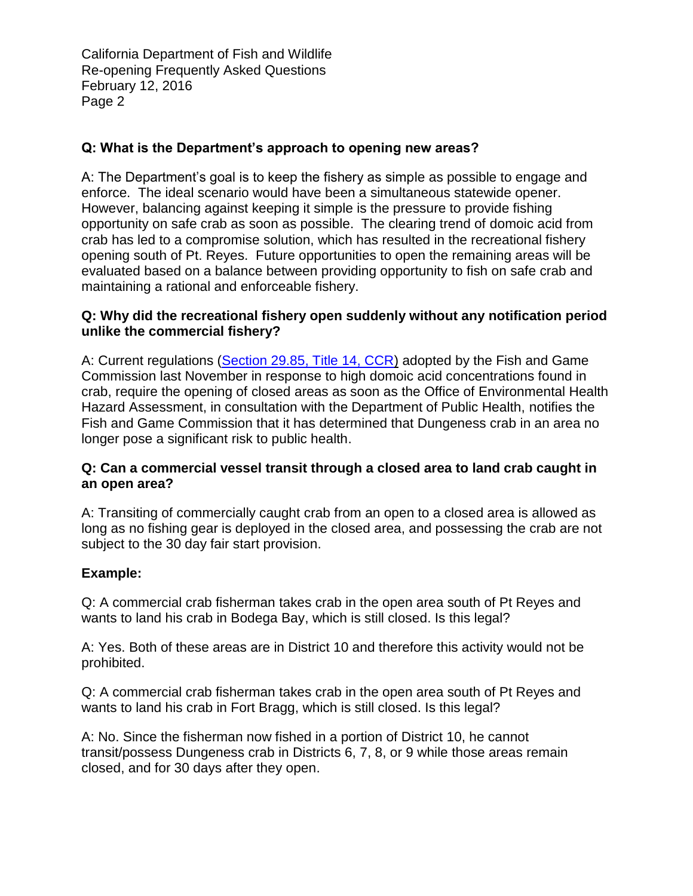**Q: What is the Department's approach to opening new areas?**

A: The Department's goal is to keep the fishery as simple as possible to engage and enforce. The ideal scenario would have been a simultaneous statewide opener. However, balancing against keeping it simple is the pressure to provide fishing opportunity on safe crab as soon as possible. The clearing trend of domoic acid from crab has led to a compromise solution, which has resulted in the recreational fishery opening south of Pt. Reyes. Future opportunities to open the remaining areas will be evaluated based on a balance between providing opportunity to fish on safe crab and maintaining a rational and enforceable fishery.

**Q: Why did the recreational fishery open suddenly without any notification period unlike the commercial fishery?**

A: Current regulations (Section 29.85, Title 14, CCR) adopted by the Fish and Game Commission last November in response to high domoic acid concentrations found in crab, require the opening of closed areas as soon as the Office of Environmental Health Hazard Assessment, in consultation with the Department of Public Health, notifies the Fish and Game Commission that it has determined that Dungeness crab in an area no longer pose a significant risk to public health.

**Q: Can a commercial vessel transit through a closed area to land crab caught in an open area?**

A: Transiting of commercially caught crab from an open to a closed area is allowed as long as no fishing gear is deployed in the closed area, and possessing the crab are not subject to the 30 day fair start provision.

**Example:**

Q: A commercial crab fisherman takes crab in the open area south of Pt Reyes and wants to land his crab in Bodega Bay, which is still closed. Is this legal?

A: Yes. Both of these areas are in District 10 and therefore this activity would not be prohibited.

Q: A commercial crab fisherman takes crab in the open area south of Pt Reyes and wants to land his crab in Fort Bragg, which is still closed. Is this legal?

A: No. Since the fisherman now fished in a portion of District 10, he cannot transit/possess Dungeness crab in Districts 6, 7, 8, or 9 while those areas remain closed, and for 30 days after they open.